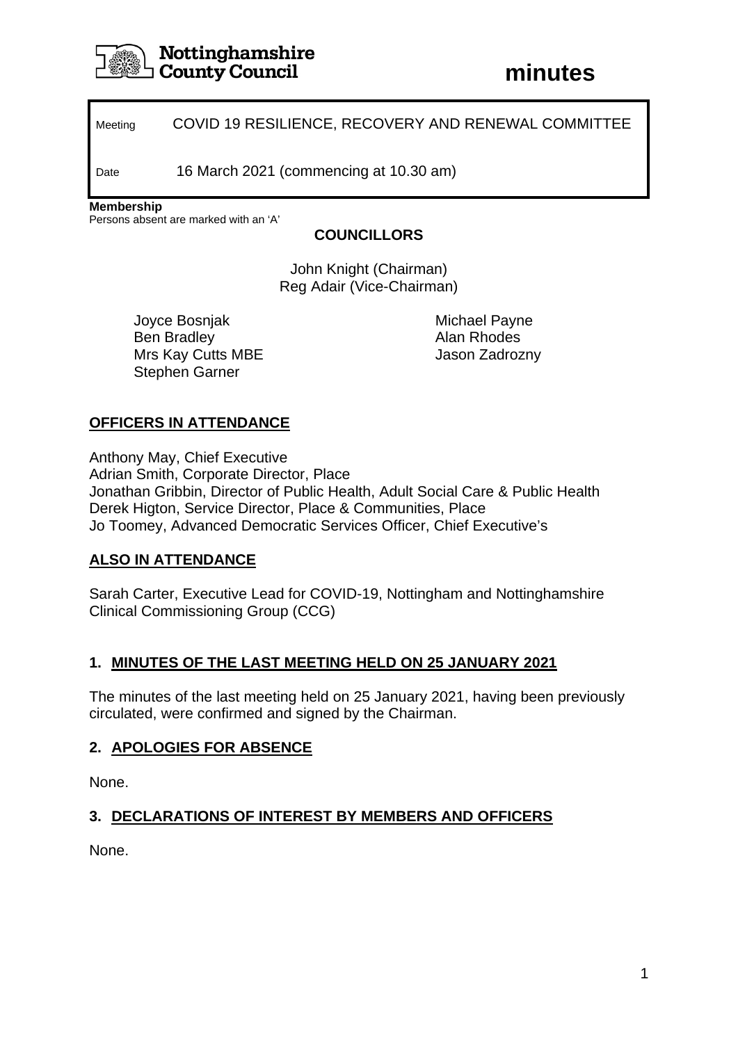Nottinghamshire County Council

# minutes

| | |
|---|---|
| Meeting | COVID 19 RESILIENCE, RECOVERY AND RENEWAL COMMITTEE |
| Date | 16 March 2021 (commencing at 10.30 am) |

**Membership**
Persons absent are marked with an 'A'

**COUNCILLORS**

John Knight (Chairman)
Reg Adair (Vice-Chairman)

Joyce Bosnjak
Ben Bradley
Mrs Kay Cutts MBE
Stephen Garner
Michael Payne
Alan Rhodes
Jason Zadrozny

**OFFICERS IN ATTENDANCE**

Anthony May, Chief Executive
Adrian Smith, Corporate Director, Place
Jonathan Gribbin, Director of Public Health, Adult Social Care & Public Health
Derek Higton, Service Director, Place & Communities, Place
Jo Toomey, Advanced Democratic Services Officer, Chief Executive's

**ALSO IN ATTENDANCE**

Sarah Carter, Executive Lead for COVID-19, Nottingham and Nottinghamshire Clinical Commissioning Group (CCG)

## 1. MINUTES OF THE LAST MEETING HELD ON 25 JANUARY 2021

The minutes of the last meeting held on 25 January 2021, having been previously circulated, were confirmed and signed by the Chairman.

## 2. APOLOGIES FOR ABSENCE

None.

## 3. DECLARATIONS OF INTEREST BY MEMBERS AND OFFICERS

None.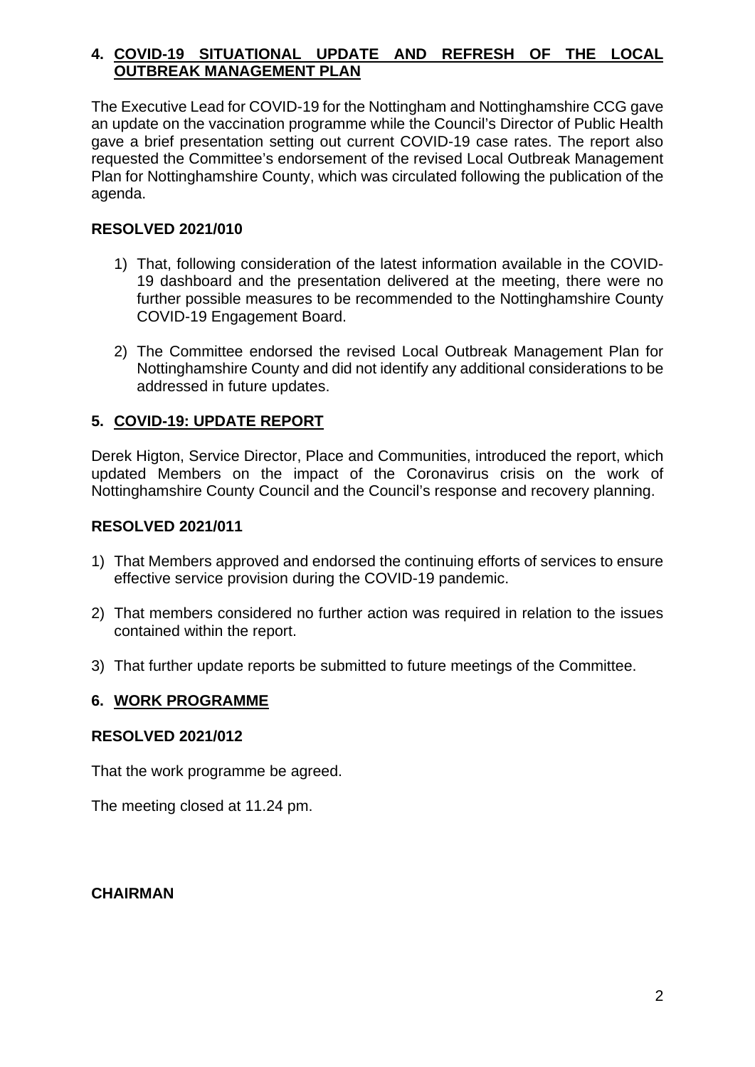## 4. COVID-19 SITUATIONAL UPDATE AND REFRESH OF THE LOCAL OUTBREAK MANAGEMENT PLAN

The Executive Lead for COVID-19 for the Nottingham and Nottinghamshire CCG gave an update on the vaccination programme while the Council's Director of Public Health gave a brief presentation setting out current COVID-19 case rates. The report also requested the Committee's endorsement of the revised Local Outbreak Management Plan for Nottinghamshire County, which was circulated following the publication of the agenda.

**RESOLVED 2021/010**

1) That, following consideration of the latest information available in the COVID-19 dashboard and the presentation delivered at the meeting, there were no further possible measures to be recommended to the Nottinghamshire County COVID-19 Engagement Board.

2) The Committee endorsed the revised Local Outbreak Management Plan for Nottinghamshire County and did not identify any additional considerations to be addressed in future updates.

## 5. COVID-19: UPDATE REPORT

Derek Higton, Service Director, Place and Communities, introduced the report, which updated Members on the impact of the Coronavirus crisis on the work of Nottinghamshire County Council and the Council's response and recovery planning.

**RESOLVED 2021/011**

1) That Members approved and endorsed the continuing efforts of services to ensure effective service provision during the COVID-19 pandemic.

2) That members considered no further action was required in relation to the issues contained within the report.

3) That further update reports be submitted to future meetings of the Committee.

## 6. WORK PROGRAMME

**RESOLVED 2021/012**

That the work programme be agreed.

The meeting closed at 11.24 pm.

**CHAIRMAN**